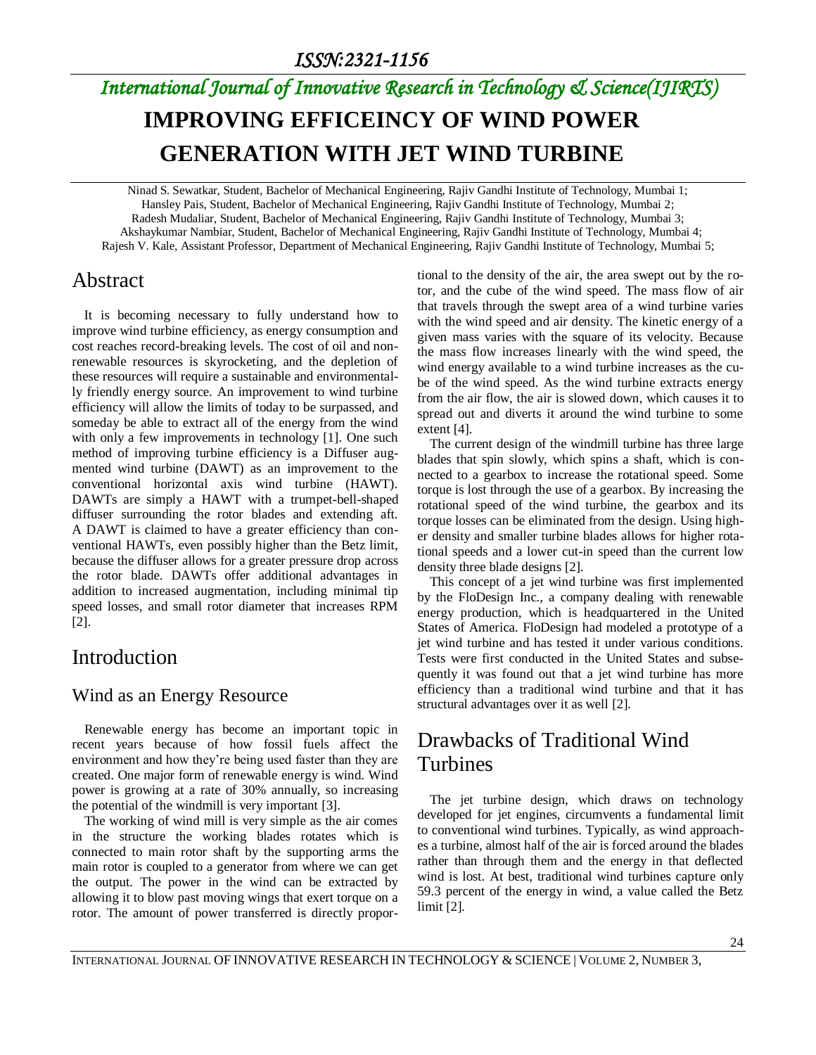# IMPROVING EFFICEINCY OF WIND POWER GENERATION WITH JET WIND TURBINE

Ninad S. Sewatkar, Student, Bachelor of Mechanical Engineering, Rajiv Gandhi Institute of Technology, Mumbai 1;
Hansley Pais, Student, Bachelor of Mechanical Engineering, Rajiv Gandhi Institute of Technology, Mumbai 2;
Radesh Mudaliar, Student, Bachelor of Mechanical Engineering, Rajiv Gandhi Institute of Technology, Mumbai 3;
Akshaykumar Nambiar, Student, Bachelor of Mechanical Engineering, Rajiv Gandhi Institute of Technology, Mumbai 4;
Rajesh V. Kale, Assistant Professor, Department of Mechanical Engineering, Rajiv Gandhi Institute of Technology, Mumbai 5;

## Abstract

It is becoming necessary to fully understand how to improve wind turbine efficiency, as energy consumption and cost reaches record-breaking levels. The cost of oil and non-renewable resources is skyrocketing, and the depletion of these resources will require a sustainable and environmentally friendly energy source. An improvement to wind turbine efficiency will allow the limits of today to be surpassed, and someday be able to extract all of the energy from the wind with only a few improvements in technology [1]. One such method of improving turbine efficiency is a Diffuser augmented wind turbine (DAWT) as an improvement to the conventional horizontal axis wind turbine (HAWT). DAWTs are simply a HAWT with a trumpet-bell-shaped diffuser surrounding the rotor blades and extending aft. A DAWT is claimed to have a greater efficiency than conventional HAWTs, even possibly higher than the Betz limit, because the diffuser allows for a greater pressure drop across the rotor blade. DAWTs offer additional advantages in addition to increased augmentation, including minimal tip speed losses, and small rotor diameter that increases RPM [2].

## Introduction

### Wind as an Energy Resource

Renewable energy has become an important topic in recent years because of how fossil fuels affect the environment and how they're being used faster than they are created. One major form of renewable energy is wind. Wind power is growing at a rate of 30% annually, so increasing the potential of the windmill is very important [3].

The working of wind mill is very simple as the air comes in the structure the working blades rotates which is connected to main rotor shaft by the supporting arms the main rotor is coupled to a generator from where we can get the output. The power in the wind can be extracted by allowing it to blow past moving wings that exert torque on a rotor. The amount of power transferred is directly proportional to the density of the air, the area swept out by the rotor, and the cube of the wind speed. The mass flow of air that travels through the swept area of a wind turbine varies with the wind speed and air density. The kinetic energy of a given mass varies with the square of its velocity. Because the mass flow increases linearly with the wind speed, the wind energy available to a wind turbine increases as the cube of the wind speed. As the wind turbine extracts energy from the air flow, the air is slowed down, which causes it to spread out and diverts it around the wind turbine to some extent [4].

The current design of the windmill turbine has three large blades that spin slowly, which spins a shaft, which is connected to a gearbox to increase the rotational speed. Some torque is lost through the use of a gearbox. By increasing the rotational speed of the wind turbine, the gearbox and its torque losses can be eliminated from the design. Using higher density and smaller turbine blades allows for higher rotational speeds and a lower cut-in speed than the current low density three blade designs [2].

This concept of a jet wind turbine was first implemented by the FloDesign Inc., a company dealing with renewable energy production, which is headquartered in the United States of America. FloDesign had modeled a prototype of a jet wind turbine and has tested it under various conditions. Tests were first conducted in the United States and subsequently it was found out that a jet wind turbine has more efficiency than a traditional wind turbine and that it has structural advantages over it as well [2].

## Drawbacks of Traditional Wind Turbines

The jet turbine design, which draws on technology developed for jet engines, circumvents a fundamental limit to conventional wind turbines. Typically, as wind approaches a turbine, almost half of the air is forced around the blades rather than through them and the energy in that deflected wind is lost. At best, traditional wind turbines capture only 59.3 percent of the energy in wind, a value called the Betz limit [2].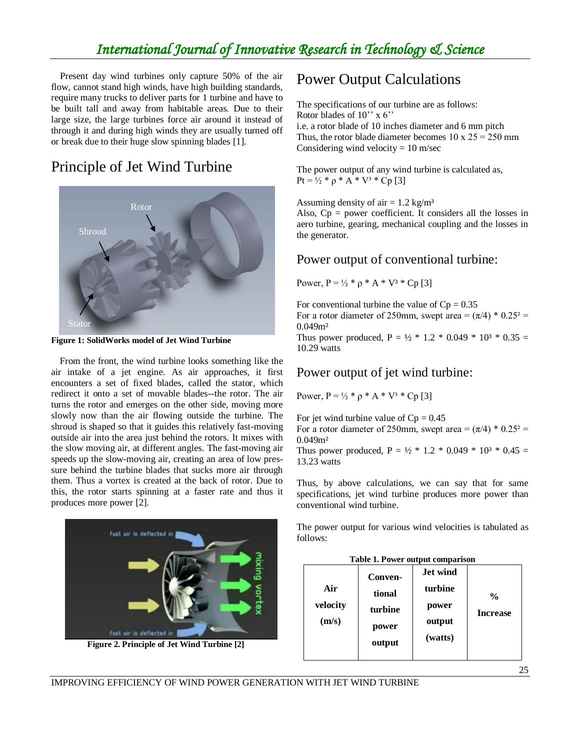Present day wind turbines only capture 50% of the air flow, cannot stand high winds, have high building standards, require many trucks to deliver parts for 1 turbine and have to be built tall and away from habitable areas. Due to their large size, the large turbines force air around it instead of through it and during high winds they are usually turned off or break due to their huge slow spinning blades [1].

## Principle of Jet Wind Turbine

**Figure 1: SolidWorks model of Jet Wind Turbine**

From the front, the wind turbine looks something like the air intake of a jet engine. As air approaches, it first encounters a set of fixed blades, called the stator, which redirect it onto a set of movable blades--the rotor. The air turns the rotor and emerges on the other side, moving more slowly now than the air flowing outside the turbine. The shroud is shaped so that it guides this relatively fast-moving outside air into the area just behind the rotors. It mixes with the slow moving air, at different angles. The fast-moving air speeds up the slow-moving air, creating an area of low pressure behind the turbine blades that sucks more air through them. Thus a vortex is created at the back of rotor. Due to this, the rotor starts spinning at a faster rate and thus it produces more power [2].

**Figure 2. Principle of Jet Wind Turbine [2]**

## Power Output Calculations

The specifications of our turbine are as follows:
Rotor blades of 10'' x 6''
i.e. a rotor blade of 10 inches diameter and 6 mm pitch
Thus, the rotor blade diameter becomes $10 \times 25 = 250$ mm
Considering wind velocity = 10 m/sec

The power output of any wind turbine is calculated as,
$Pt = \frac{1}{2} * \rho * A * V^3 * Cp$ [3]

Assuming density of air = 1.2 kg/m³
Also, Cp = power coefficient. It considers all the losses in aero turbine, gearing, mechanical coupling and the losses in the generator.

### Power output of conventional turbine:

Power, $P = \frac{1}{2} * \rho * A * V^3 * Cp$ [3]

For conventional turbine the value of $Cp = 0.35$
For a rotor diameter of 250mm, swept area $= (\pi/4) * 0.25^2 = 0.049\text{m}^2$
Thus power produced, $P = \frac{1}{2} * 1.2 * 0.049 * 10^3 * 0.35 = 10.29$ watts

### Power output of jet wind turbine:

Power, $P = \frac{1}{2} * \rho * A * V^3 * Cp$ [3]

For jet wind turbine value of $Cp = 0.45$
For a rotor diameter of 250mm, swept area $= (\pi/4) * 0.25^2 = 0.049\text{m}^2$
Thus power produced, $P = \frac{1}{2} * 1.2 * 0.049 * 10^3 * 0.45 = 13.23$ watts

Thus, by above calculations, we can say that for same specifications, jet wind turbine produces more power than conventional wind turbine.

The power output for various wind velocities is tabulated as follows:

**Table 1. Power output comparison**

| Air velocity (m/s) | Conventional turbine power output | Jet wind turbine power output (watts) | % Increase |
|---|---|---|---|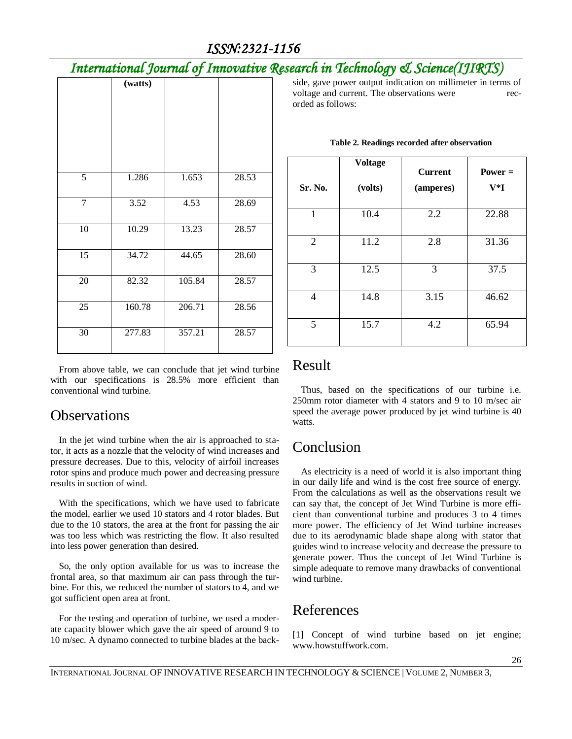| | (watts) | | |
|---|---|---|---|
| 5 | 1.286 | 1.653 | 28.53 |
| 7 | 3.52 | 4.53 | 28.69 |
| 10 | 10.29 | 13.23 | 28.57 |
| 15 | 34.72 | 44.65 | 28.60 |
| 20 | 82.32 | 105.84 | 28.57 |
| 25 | 160.78 | 206.71 | 28.56 |
| 30 | 277.83 | 357.21 | 28.57 |

From above table, we can conclude that jet wind turbine with our specifications is 28.5% more efficient than conventional wind turbine.

## Observations

In the jet wind turbine when the air is approached to stator, it acts as a nozzle that the velocity of wind increases and pressure decreases. Due to this, velocity of airfoil increases rotor spins and produce much power and decreasing pressure results in suction of wind.

With the specifications, which we have used to fabricate the model, earlier we used 10 stators and 4 rotor blades. But due to the 10 stators, the area at the front for passing the air was too less which was restricting the flow. It also resulted into less power generation than desired.

So, the only option available for us was to increase the frontal area, so that maximum air can pass through the turbine. For this, we reduced the number of stators to 4, and we got sufficient open area at front.

For the testing and operation of turbine, we used a moderate capacity blower which gave the air speed of around 9 to 10 m/sec. A dynamo connected to turbine blades at the back-side, gave power output indication on millimeter in terms of voltage and current. The observations were recorded as follows:

**Table 2. Readings recorded after observation**

| Sr. No. | Voltage (volts) | Current (amperes) | Power = V*I |
|---|---|---|---|
| 1 | 10.4 | 2.2 | 22.88 |
| 2 | 11.2 | 2.8 | 31.36 |
| 3 | 12.5 | 3 | 37.5 |
| 4 | 14.8 | 3.15 | 46.62 |
| 5 | 15.7 | 4.2 | 65.94 |

## Result

Thus, based on the specifications of our turbine i.e. 250mm rotor diameter with 4 stators and 9 to 10 m/sec air speed the average power produced by jet wind turbine is 40 watts.

## Conclusion

As electricity is a need of world it is also important thing in our daily life and wind is the cost free source of energy. From the calculations as well as the observations result we can say that, the concept of Jet Wind Turbine is more efficient than conventional turbine and produces 3 to 4 times more power. The efficiency of Jet Wind turbine increases due to its aerodynamic blade shape along with stator that guides wind to increase velocity and decrease the pressure to generate power. Thus the concept of Jet Wind Turbine is simple adequate to remove many drawbacks of conventional wind turbine.

## References

[1] Concept of wind turbine based on jet engine; www.howstuffwork.com.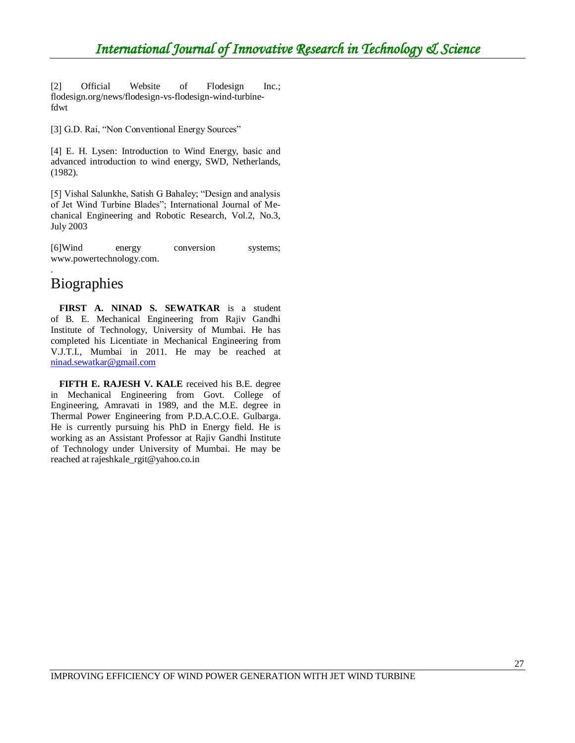[2] Official Website of Flodesign Inc.; flodesign.org/news/flodesign-vs-flodesign-wind-turbine-fdwt

[3] G.D. Rai, "Non Conventional Energy Sources"

[4] E. H. Lysen: Introduction to Wind Energy, basic and advanced introduction to wind energy, SWD, Netherlands, (1982).

[5] Vishal Salunkhe, Satish G Bahaley; "Design and analysis of Jet Wind Turbine Blades"; International Journal of Mechanical Engineering and Robotic Research, Vol.2, No.3, July 2003

[6]Wind energy conversion systems; www.powertechnology.com.

.

# Biographies

**FIRST A. NINAD S. SEWATKAR** is a student of B. E. Mechanical Engineering from Rajiv Gandhi Institute of Technology, University of Mumbai. He has completed his Licentiate in Mechanical Engineering from V.J.T.I., Mumbai in 2011. He may be reached at ninad.sewatkar@gmail.com

**FIFTH E. RAJESH V. KALE** received his B.E. degree in Mechanical Engineering from Govt. College of Engineering, Amravati in 1989, and the M.E. degree in Thermal Power Engineering from P.D.A.C.O.E. Gulbarga. He is currently pursuing his PhD in Energy field. He is working as an Assistant Professor at Rajiv Gandhi Institute of Technology under University of Mumbai. He may be reached at rajeshkale_rgit@yahoo.co.in